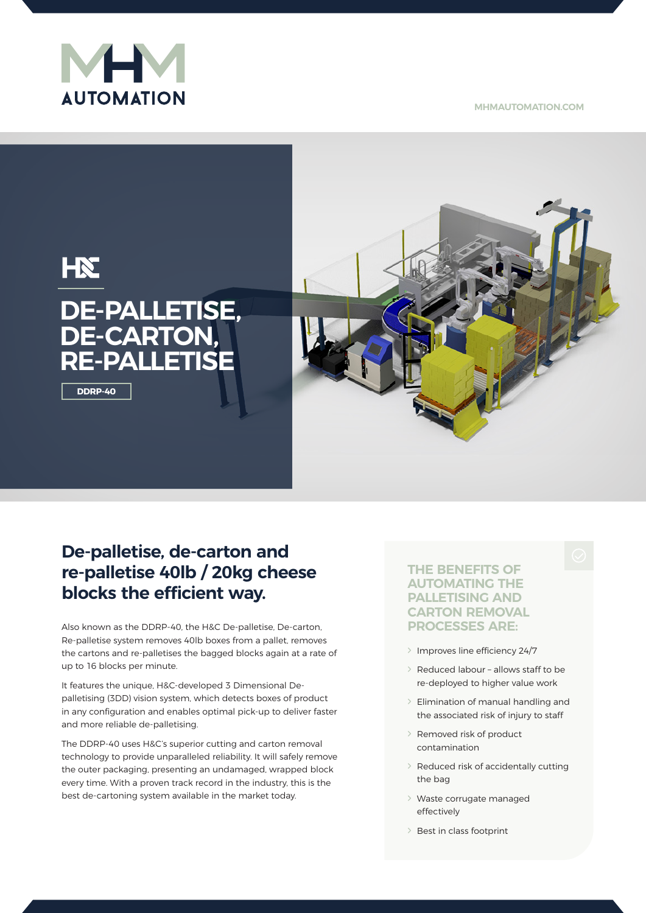MHM AUTOMATION

MHMAUTOMATION.COM

H&C

# DE-PALLETISE, DE-CARTON, RE-PALLETISE

DDRP-40

## De-palletise, de-carton and re-palletise 40lb / 20kg cheese blocks the efficient way.

Also known as the DDRP-40, the H&C De-palletise, De-carton, Re-palletise system removes 40lb boxes from a pallet, removes the cartons and re-palletises the bagged blocks again at a rate of up to 16 blocks per minute.

It features the unique, H&C-developed 3 Dimensional De-palletising (3DD) vision system, which detects boxes of product in any configuration and enables optimal pick-up to deliver faster and more reliable de-palletising.

The DDRP-40 uses H&C's superior cutting and carton removal technology to provide unparalleled reliability. It will safely remove the outer packaging, presenting an undamaged, wrapped block every time. With a proven track record in the industry, this is the best de-cartoning system available in the market today.

### THE BENEFITS OF AUTOMATING THE PALLETISING AND CARTON REMOVAL PROCESSES ARE:

- Improves line efficiency 24/7
- Reduced labour – allows staff to be re-deployed to higher value work
- Elimination of manual handling and the associated risk of injury to staff
- Removed risk of product contamination
- Reduced risk of accidentally cutting the bag
- Waste corrugate managed effectively
- Best in class footprint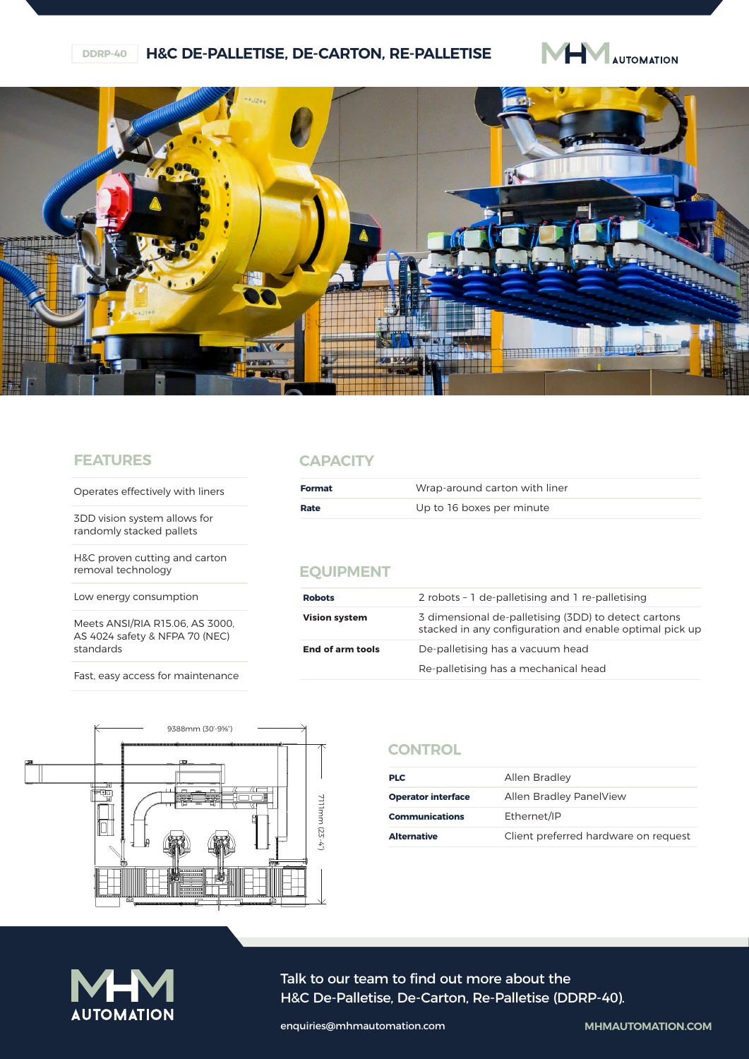DDRP-40

# H&C DE-PALLETISE, DE-CARTON, RE-PALLETISE

## FEATURES

- Operates effectively with liners
- 3DD vision system allows for randomly stacked pallets
- H&C proven cutting and carton removal technology
- Low energy consumption
- Meets ANSI/RIA R15.06, AS 3000, AS 4024 safety & NFPA 70 (NEC) standards
- Fast, easy access for maintenance

## CAPACITY

| | |
|---|---|
| **Format** | Wrap-around carton with liner |
| **Rate** | Up to 16 boxes per minute |

## EQUIPMENT

| | |
|---|---|
| **Robots** | 2 robots – 1 de-palletising and 1 re-palletising |
| **Vision system** | 3 dimensional de-palletising (3DD) to detect cartons stacked in any configuration and enable optimal pick up |
| **End of arm tools** | De-palletising has a vacuum head |
| | Re-palletising has a mechanical head |

9388mm (30'-9⅝")

7111mm (23'-4")

## CONTROL

| | |
|---|---|
| **PLC** | Allen Bradley |
| **Operator interface** | Allen Bradley PanelView |
| **Communications** | Ethernet/IP |
| **Alternative** | Client preferred hardware on request |

Talk to our team to find out more about the H&C De-Palletise, De-Carton, Re-Palletise (DDRP-40).

enquiries@mhmautomation.com

MHMAUTOMATION.COM